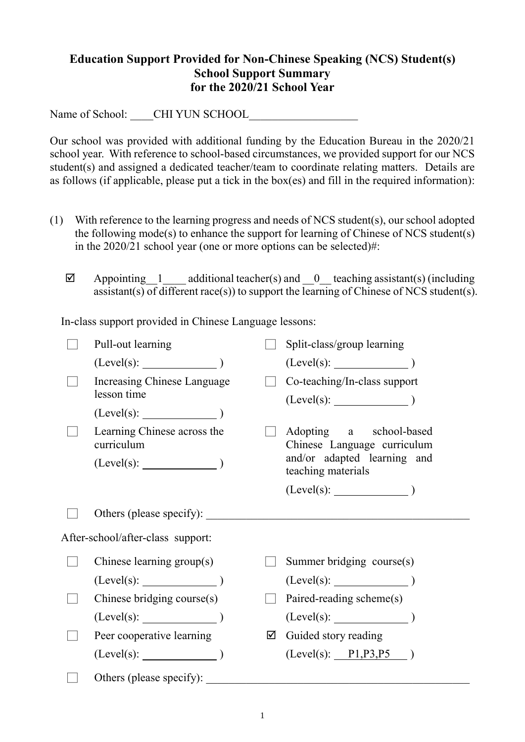**Education Support Provided for Non-Chinese Speaking (NCS) Student(s)**
**School Support Summary**
**for the 2020/21 School Year**

Name of School: CHI YUN SCHOOL

Our school was provided with additional funding by the Education Bureau in the 2020/21 school year. With reference to school-based circumstances, we provided support for our NCS student(s) and assigned a dedicated teacher/team to coordinate relating matters. Details are as follows (if applicable, please put a tick in the box(es) and fill in the required information):

(1) With reference to the learning progress and needs of NCS student(s), our school adopted the following mode(s) to enhance the support for learning of Chinese of NCS student(s) in the 2020/21 school year (one or more options can be selected)#:

☑ Appointing 1 additional teacher(s) and 0 teaching assistant(s) (including assistant(s) of different race(s)) to support the learning of Chinese of NCS student(s).

In-class support provided in Chinese Language lessons:

- ☐ Pull-out learning (Level(s): \_\_\_\_\_\_ )
- ☐ Split-class/group learning (Level(s): \_\_\_\_\_\_ )
- ☐ Increasing Chinese Language lesson time (Level(s): \_\_\_\_\_\_ )
- ☐ Co-teaching/In-class support (Level(s): \_\_\_\_\_\_ )
- ☐ Learning Chinese across the curriculum (Level(s): \_\_\_\_\_\_ )
- ☐ Adopting a school-based Chinese Language curriculum and/or adapted learning and teaching materials (Level(s): \_\_\_\_\_\_ )
- ☐ Others (please specify): \_\_\_\_\_\_

After-school/after-class support:

- ☐ Chinese learning group(s) (Level(s): \_\_\_\_\_\_ )
- ☐ Summer bridging course(s) (Level(s): \_\_\_\_\_\_ )
- ☐ Chinese bridging course(s) (Level(s): \_\_\_\_\_\_ )
- ☐ Paired-reading scheme(s) (Level(s): \_\_\_\_\_\_ )
- ☐ Peer cooperative learning (Level(s): \_\_\_\_\_\_ )
- ☑ Guided story reading (Level(s): P1,P3,P5 )
- ☐ Others (please specify): \_\_\_\_\_\_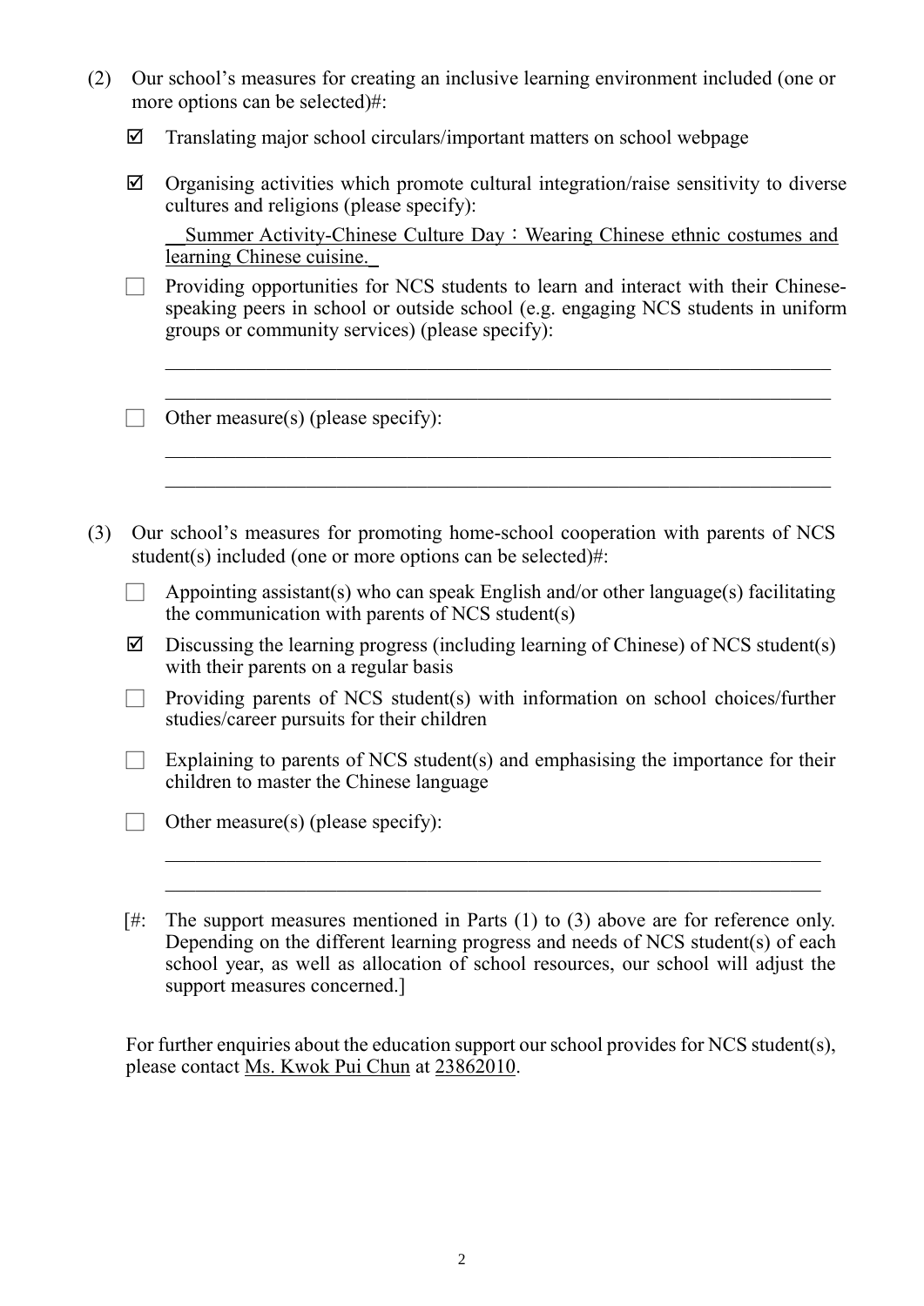(2) Our school's measures for creating an inclusive learning environment included (one or more options can be selected)#:

☑ Translating major school circulars/important matters on school webpage

☑ Organising activities which promote cultural integration/raise sensitivity to diverse cultures and religions (please specify):

Summer Activity-Chinese Culture Day：Wearing Chinese ethnic costumes and learning Chinese cuisine.

☐ Providing opportunities for NCS students to learn and interact with their Chinese-speaking peers in school or outside school (e.g. engaging NCS students in uniform groups or community services) (please specify):

______________________________________________________________________

______________________________________________________________________

☐ Other measure(s) (please specify):

______________________________________________________________________

______________________________________________________________________

(3) Our school's measures for promoting home-school cooperation with parents of NCS student(s) included (one or more options can be selected)#:

☐ Appointing assistant(s) who can speak English and/or other language(s) facilitating the communication with parents of NCS student(s)

☑ Discussing the learning progress (including learning of Chinese) of NCS student(s) with their parents on a regular basis

☐ Providing parents of NCS student(s) with information on school choices/further studies/career pursuits for their children

☐ Explaining to parents of NCS student(s) and emphasising the importance for their children to master the Chinese language

☐ Other measure(s) (please specify):

______________________________________________________________________

______________________________________________________________________

[#: The support measures mentioned in Parts (1) to (3) above are for reference only. Depending on the different learning progress and needs of NCS student(s) of each school year, as well as allocation of school resources, our school will adjust the support measures concerned.]

For further enquiries about the education support our school provides for NCS student(s), please contact Ms. Kwok Pui Chun at 23862010.